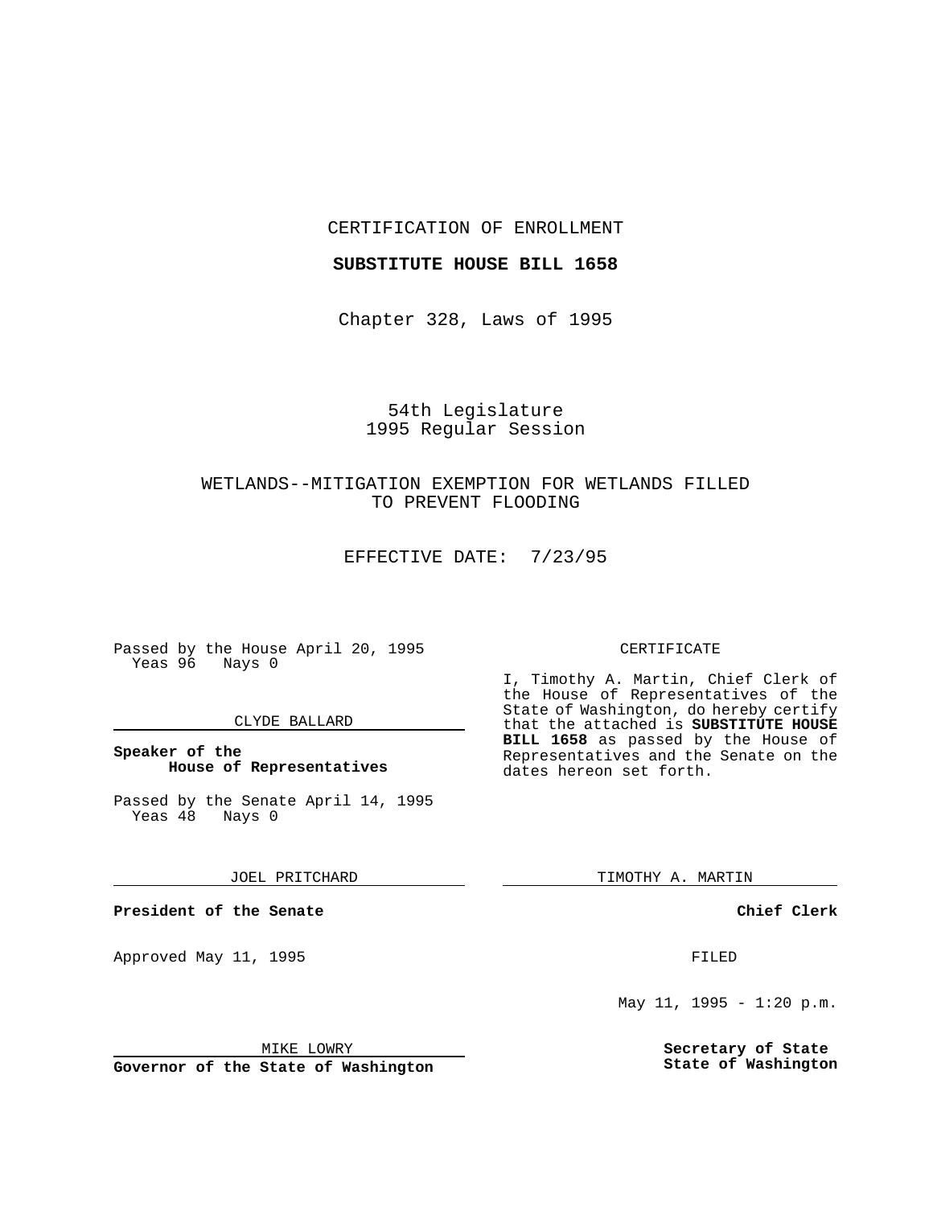CERTIFICATION OF ENROLLMENT

**SUBSTITUTE HOUSE BILL 1658**

Chapter 328, Laws of 1995

54th Legislature
1995 Regular Session

WETLANDS--MITIGATION EXEMPTION FOR WETLANDS FILLED TO PREVENT FLOODING

EFFECTIVE DATE: 7/23/95

Passed by the House April 20, 1995
Yeas 96 Nays 0

CLYDE BALLARD

**Speaker of the House of Representatives**

Passed by the Senate April 14, 1995
Yeas 48 Nays 0

JOEL PRITCHARD

**President of the Senate**

Approved May 11, 1995

MIKE LOWRY

**Governor of the State of Washington**

CERTIFICATE

I, Timothy A. Martin, Chief Clerk of the House of Representatives of the State of Washington, do hereby certify that the attached is **SUBSTITUTE HOUSE BILL 1658** as passed by the House of Representatives and the Senate on the dates hereon set forth.

TIMOTHY A. MARTIN

**Chief Clerk**

FILED

May 11, 1995 - 1:20 p.m.

**Secretary of State State of Washington**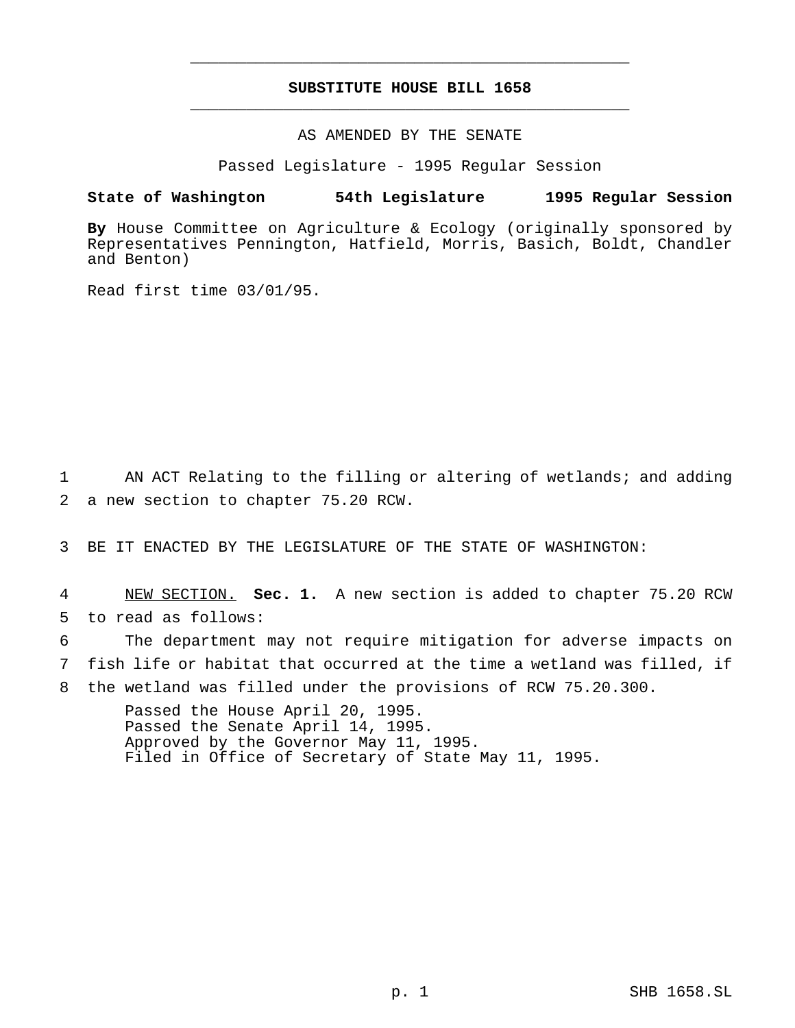# SUBSTITUTE HOUSE BILL 1658

AS AMENDED BY THE SENATE

Passed Legislature - 1995 Regular Session

**State of Washington 54th Legislature 1995 Regular Session**

**By** House Committee on Agriculture & Ecology (originally sponsored by Representatives Pennington, Hatfield, Morris, Basich, Boldt, Chandler and Benton)

Read first time 03/01/95.

1 AN ACT Relating to the filling or altering of wetlands; and adding
2 a new section to chapter 75.20 RCW.

3 BE IT ENACTED BY THE LEGISLATURE OF THE STATE OF WASHINGTON:

4 NEW SECTION. **Sec. 1.** A new section is added to chapter 75.20 RCW
5 to read as follows:
6 The department may not require mitigation for adverse impacts on
7 fish life or habitat that occurred at the time a wetland was filled, if
8 the wetland was filled under the provisions of RCW 75.20.300.

Passed the House April 20, 1995.
Passed the Senate April 14, 1995.
Approved by the Governor May 11, 1995.
Filed in Office of Secretary of State May 11, 1995.